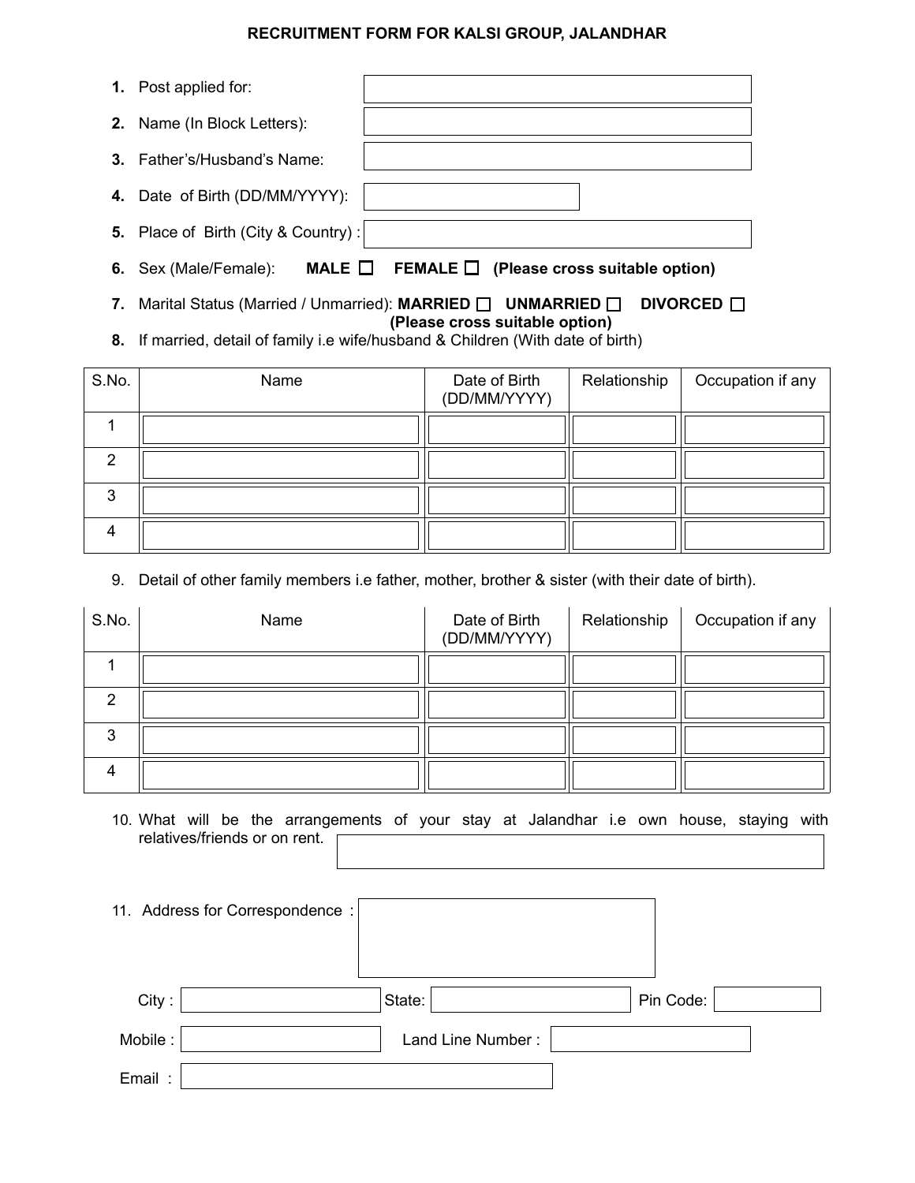**RECRUITMENT FORM FOR KALSI GROUP, JALANDHAR**

1. Post applied for:
2. Name (In Block Letters):
3. Father's/Husband's Name:
4. Date of Birth (DD/MM/YYYY):
5. Place of Birth (City & Country) :
6. Sex (Male/Female): **MALE ☐ FEMALE ☐ (Please cross suitable option)**
7. Marital Status (Married / Unmarried): **MARRIED ☐ UNMARRIED ☐ DIVORCED ☐ (Please cross suitable option)**
8. If married, detail of family i.e wife/husband & Children (With date of birth)

| S.No. | Name | Date of Birth (DD/MM/YYYY) | Relationship | Occupation if any |
|---|---|---|---|---|
| 1 | | | | |
| 2 | | | | |
| 3 | | | | |
| 4 | | | | |

9. Detail of other family members i.e father, mother, brother & sister (with their date of birth).

| S.No. | Name | Date of Birth (DD/MM/YYYY) | Relationship | Occupation if any |
|---|---|---|---|---|
| 1 | | | | |
| 2 | | | | |
| 3 | | | | |
| 4 | | | | |

10. What will be the arrangements of your stay at Jalandhar i.e own house, staying with relatives/friends or on rent.

11. Address for Correspondence :

City : State: Pin Code:

Mobile : Land Line Number :

Email :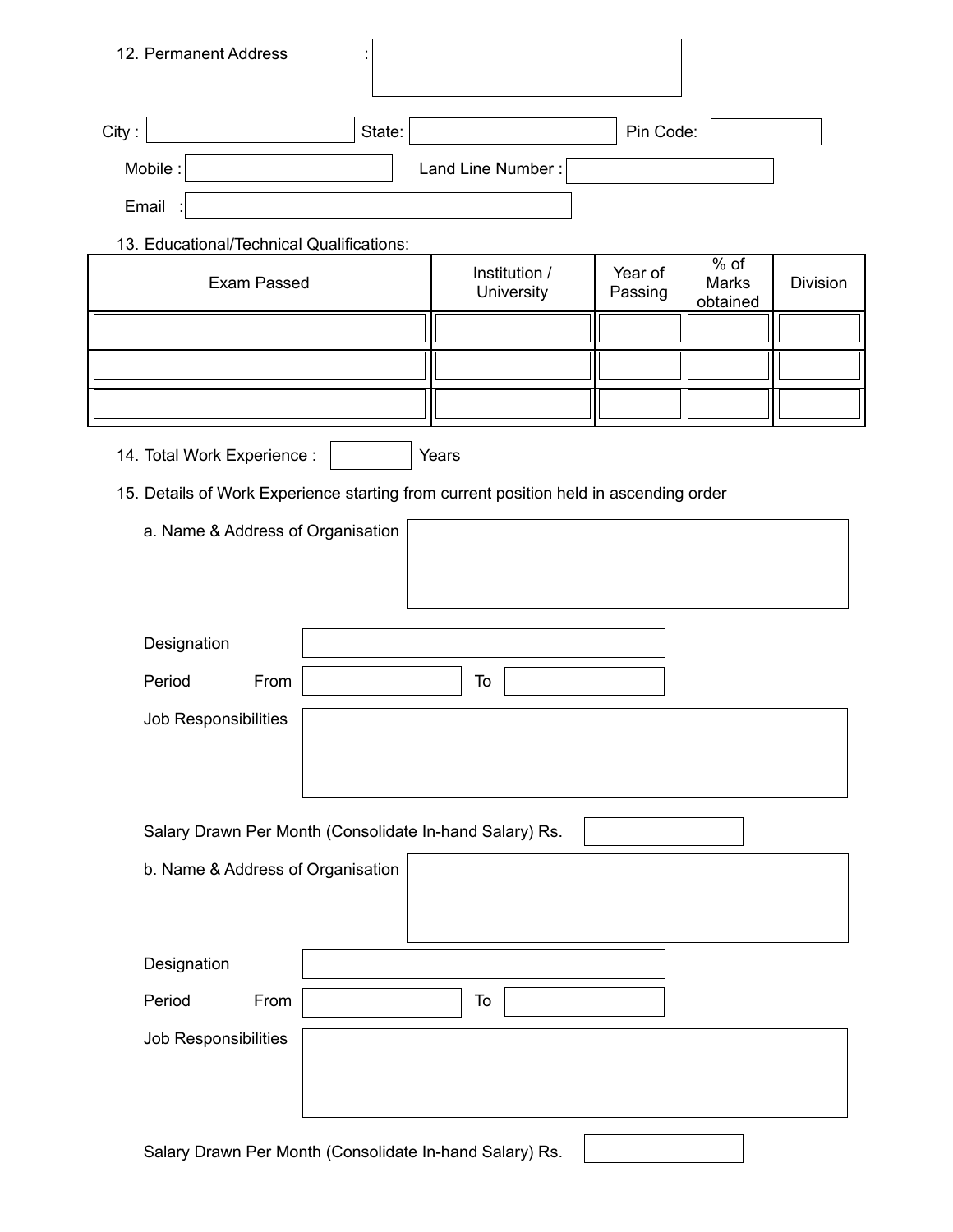12. Permanent Address :

City : State: Pin Code:

Mobile : Land Line Number :

Email :

13. Educational/Technical Qualifications:

| Exam Passed | Institution / University | Year of Passing | % of Marks obtained | Division |
|---|---|---|---|---|
| | | | | |
| | | | | |
| | | | | |

14. Total Work Experience : Years

15. Details of Work Experience starting from current position held in ascending order

a. Name & Address of Organisation

Designation

Period From To

Job Responsibilities

Salary Drawn Per Month (Consolidate In-hand Salary) Rs.

b. Name & Address of Organisation

Designation

Period From To

Job Responsibilities

Salary Drawn Per Month (Consolidate In-hand Salary) Rs.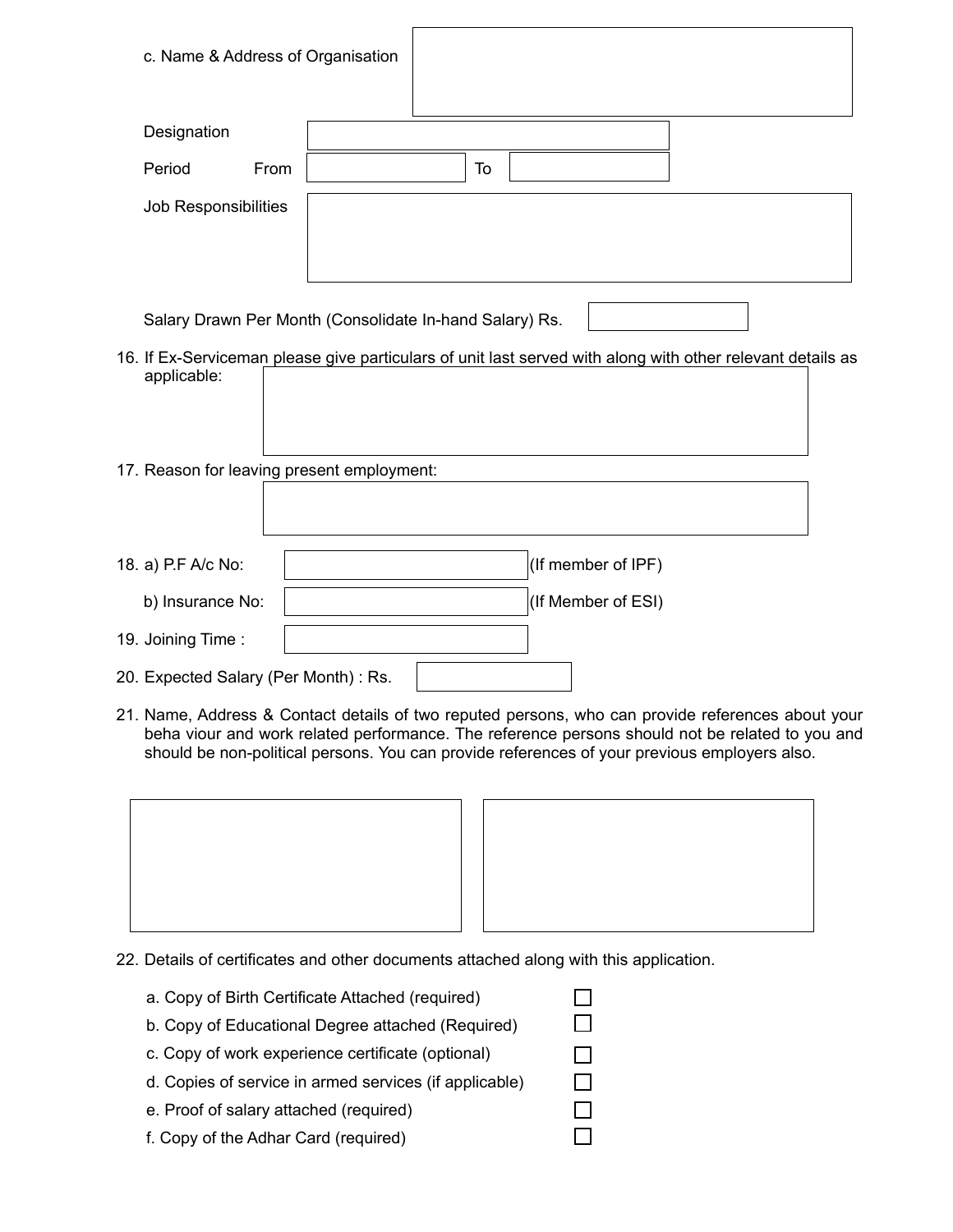c. Name & Address of Organisation

Designation

Period From To

Job Responsibilities

Salary Drawn Per Month (Consolidate In-hand Salary) Rs.

16. If Ex-Serviceman please give particulars of unit last served with along with other relevant details as applicable:

17. Reason for leaving present employment:

18. a) P.F A/c No: (If member of IPF)

    b) Insurance No: (If Member of ESI)

19. Joining Time :

20. Expected Salary (Per Month) : Rs.

21. Name, Address & Contact details of two reputed persons, who can provide references about your beha viour and work related performance. The reference persons should not be related to you and should be non-political persons. You can provide references of your previous employers also.

22. Details of certificates and other documents attached along with this application.

- a. Copy of Birth Certificate Attached (required) ☐
- b. Copy of Educational Degree attached (Required) ☐
- c. Copy of work experience certificate (optional) ☐
- d. Copies of service in armed services (if applicable) ☐
- e. Proof of salary attached (required) ☐
- f. Copy of the Adhar Card (required) ☐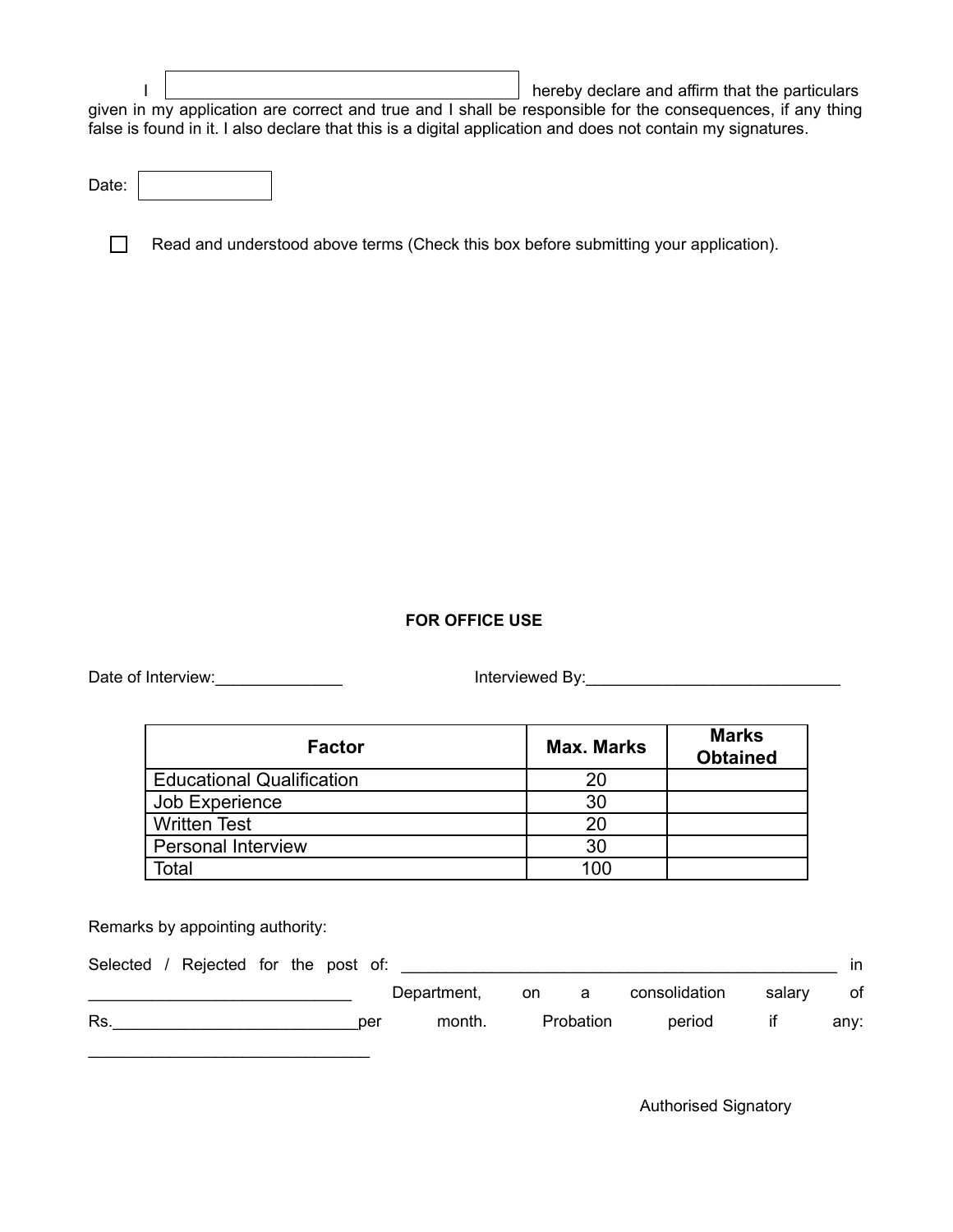I \_\_\_\_\_\_\_\_\_\_\_\_\_\_\_\_\_\_\_\_\_\_\_\_\_\_\_\_\_\_\_\_ hereby declare and affirm that the particulars given in my application are correct and true and I shall be responsible for the consequences, if any thing false is found in it. I also declare that this is a digital application and does not contain my signatures.

Date: \_\_\_\_\_\_\_\_\_\_\_\_\_\_

☐ Read and understood above terms (Check this box before submitting your application).

**FOR OFFICE USE**

Date of Interview:______________ Interviewed By:_____________________________

| Factor | Max. Marks | Marks Obtained |
|---|---|---|
| Educational Qualification | 20 | |
| Job Experience | 30 | |
| Written Test | 20 | |
| Personal Interview | 30 | |
| Total | 100 | |

Remarks by appointing authority:

Selected / Rejected for the post of: __________________________________________________ in _____________________________ Department, on a consolidation salary of Rs.___________________________per month. Probation period if any: _______________________________

Authorised Signatory